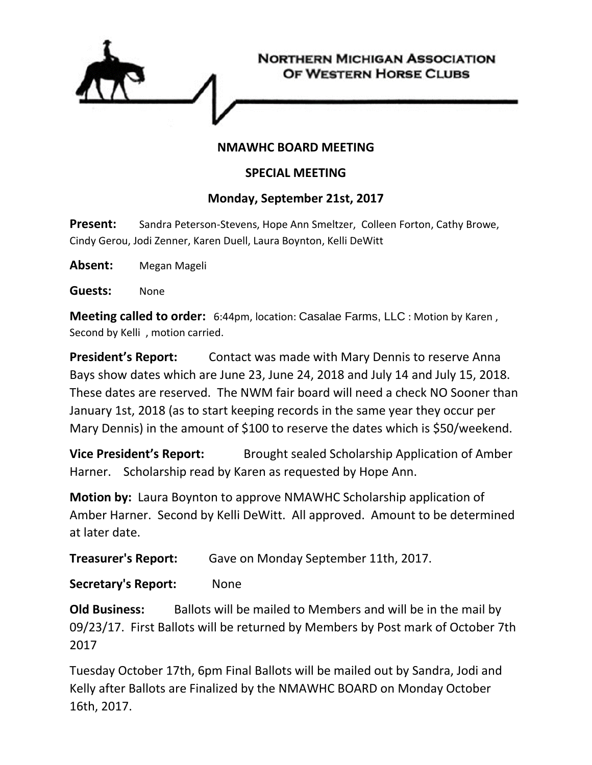**Northern Michigan Association Of Western Horse Clubs**

**NMAWHC BOARD MEETING**

**SPECIAL MEETING**

**Monday, September 21st, 2017**

**Present:** Sandra Peterson-Stevens, Hope Ann Smeltzer, Colleen Forton, Cathy Browe, Cindy Gerou, Jodi Zenner, Karen Duell, Laura Boynton, Kelli DeWitt

**Absent:** Megan Mageli

**Guests:** None

**Meeting called to order:** 6:44pm, location: Casalae Farms, LLC : Motion by Karen , Second by Kelli , motion carried.

**President's Report:** Contact was made with Mary Dennis to reserve Anna Bays show dates which are June 23, June 24, 2018 and July 14 and July 15, 2018. These dates are reserved. The NWM fair board will need a check NO Sooner than January 1st, 2018 (as to start keeping records in the same year they occur per Mary Dennis) in the amount of $100 to reserve the dates which is $50/weekend.

**Vice President's Report:** Brought sealed Scholarship Application of Amber Harner. Scholarship read by Karen as requested by Hope Ann.

**Motion by:** Laura Boynton to approve NMAWHC Scholarship application of Amber Harner. Second by Kelli DeWitt. All approved. Amount to be determined at later date.

**Treasurer's Report:** Gave on Monday September 11th, 2017.

**Secretary's Report:** None

**Old Business:** Ballots will be mailed to Members and will be in the mail by 09/23/17. First Ballots will be returned by Members by Post mark of October 7th 2017

Tuesday October 17th, 6pm Final Ballots will be mailed out by Sandra, Jodi and Kelly after Ballots are Finalized by the NMAWHC BOARD on Monday October 16th, 2017.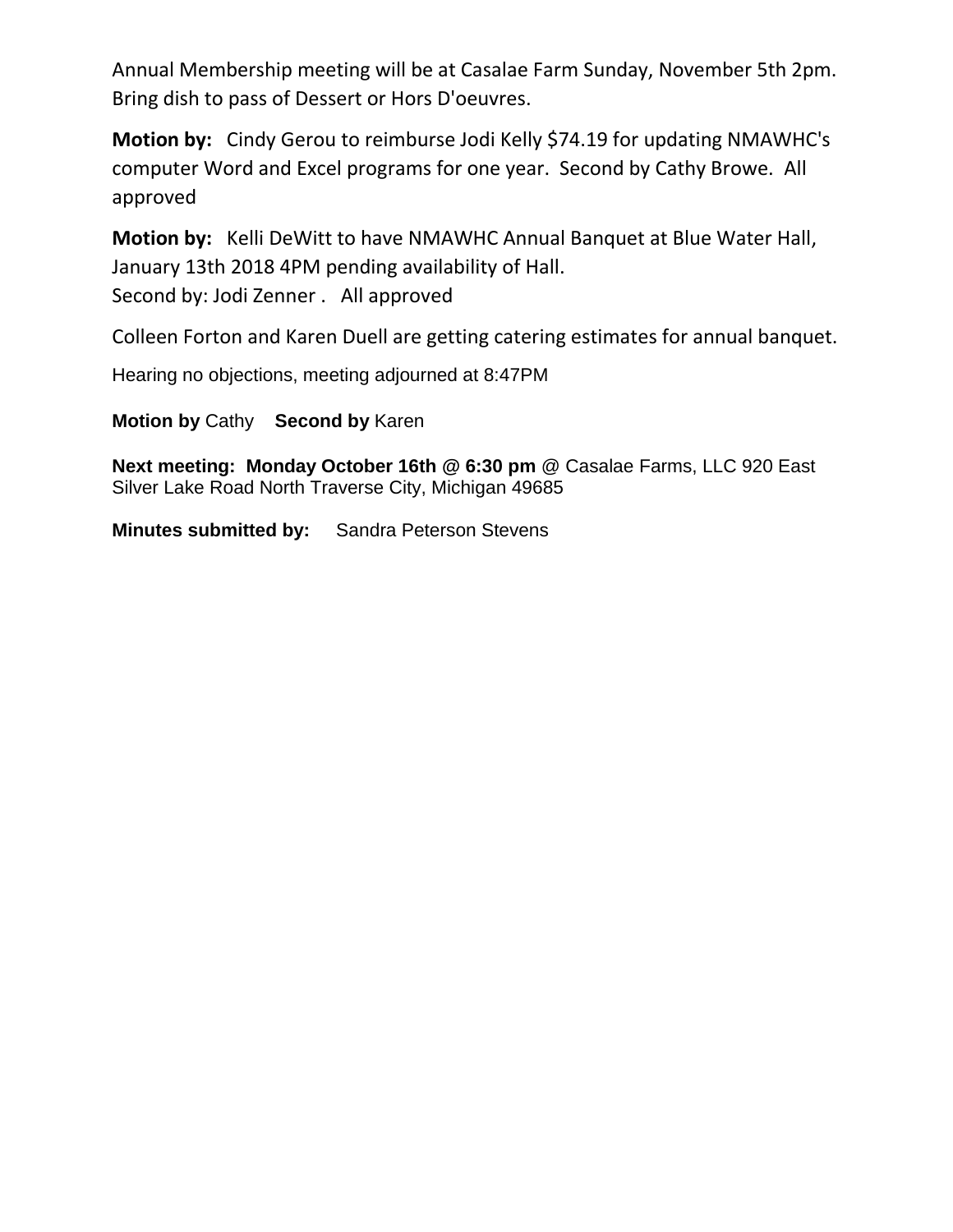Annual Membership meeting will be at Casalae Farm Sunday, November 5th 2pm. Bring dish to pass of Dessert or Hors D'oeuvres.

**Motion by:** Cindy Gerou to reimburse Jodi Kelly $74.19 for updating NMAWHC's computer Word and Excel programs for one year. Second by Cathy Browe. All approved

**Motion by:** Kelli DeWitt to have NMAWHC Annual Banquet at Blue Water Hall, January 13th 2018 4PM pending availability of Hall.
Second by: Jodi Zenner . All approved

Colleen Forton and Karen Duell are getting catering estimates for annual banquet.

Hearing no objections, meeting adjourned at 8:47PM

**Motion by** Cathy **Second by** Karen

**Next meeting: Monday October 16th @ 6:30 pm** @ Casalae Farms, LLC 920 East Silver Lake Road North Traverse City, Michigan 49685

**Minutes submitted by:** Sandra Peterson Stevens